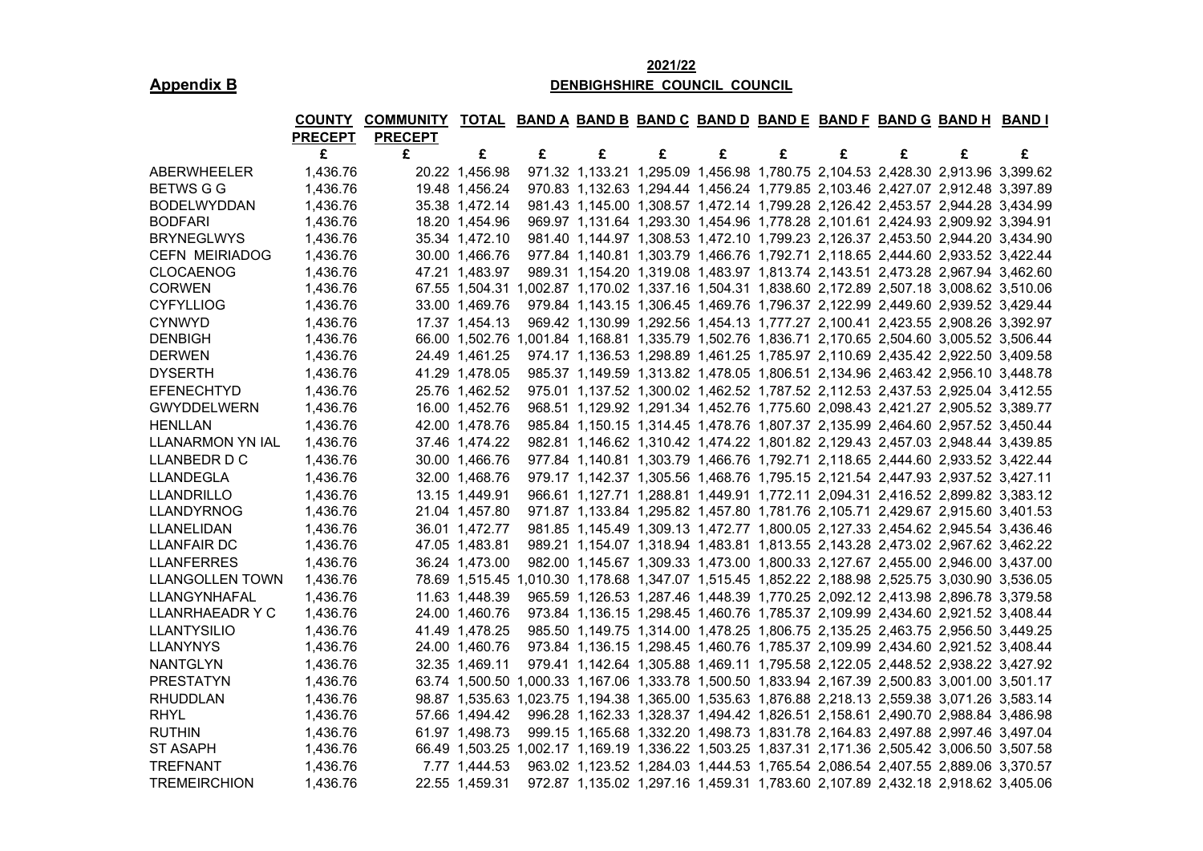**Appendix B**

**2021/22**

**DENBIGHSHIRE COUNCIL COUNCIL**

| | COUNTY PRECEPT | COMMUNITY PRECEPT | TOTAL | BAND A | BAND B | BAND C | BAND D | BAND E | BAND F | BAND G | BAND H | BAND I |
|---|---|---|---|---|---|---|---|---|---|---|---|---|
| | £ | £ | £ | £ | £ | £ | £ | £ | £ | £ | £ | £ |
| ABERWHEELER | 1,436.76 | 20.22 | 1,456.98 | 971.32 | 1,133.21 | 1,295.09 | 1,456.98 | 1,780.75 | 2,104.53 | 2,428.30 | 2,913.96 | 3,399.62 |
| BETWS G G | 1,436.76 | 19.48 | 1,456.24 | 970.83 | 1,132.63 | 1,294.44 | 1,456.24 | 1,779.85 | 2,103.46 | 2,427.07 | 2,912.48 | 3,397.89 |
| BODELWYDDAN | 1,436.76 | 35.38 | 1,472.14 | 981.43 | 1,145.00 | 1,308.57 | 1,472.14 | 1,799.28 | 2,126.42 | 2,453.57 | 2,944.28 | 3,434.99 |
| BODFARI | 1,436.76 | 18.20 | 1,454.96 | 969.97 | 1,131.64 | 1,293.30 | 1,454.96 | 1,778.28 | 2,101.61 | 2,424.93 | 2,909.92 | 3,394.91 |
| BRYNEGLWYS | 1,436.76 | 35.34 | 1,472.10 | 981.40 | 1,144.97 | 1,308.53 | 1,472.10 | 1,799.23 | 2,126.37 | 2,453.50 | 2,944.20 | 3,434.90 |
| CEFN MEIRIADOG | 1,436.76 | 30.00 | 1,466.76 | 977.84 | 1,140.81 | 1,303.79 | 1,466.76 | 1,792.71 | 2,118.65 | 2,444.60 | 2,933.52 | 3,422.44 |
| CLOCAENOG | 1,436.76 | 47.21 | 1,483.97 | 989.31 | 1,154.20 | 1,319.08 | 1,483.97 | 1,813.74 | 2,143.51 | 2,473.28 | 2,967.94 | 3,462.60 |
| CORWEN | 1,436.76 | 67.55 | 1,504.31 | 1,002.87 | 1,170.02 | 1,337.16 | 1,504.31 | 1,838.60 | 2,172.89 | 2,507.18 | 3,008.62 | 3,510.06 |
| CYFYLLIOG | 1,436.76 | 33.00 | 1,469.76 | 979.84 | 1,143.15 | 1,306.45 | 1,469.76 | 1,796.37 | 2,122.99 | 2,449.60 | 2,939.52 | 3,429.44 |
| CYNWYD | 1,436.76 | 17.37 | 1,454.13 | 969.42 | 1,130.99 | 1,292.56 | 1,454.13 | 1,777.27 | 2,100.41 | 2,423.55 | 2,908.26 | 3,392.97 |
| DENBIGH | 1,436.76 | 66.00 | 1,502.76 | 1,001.84 | 1,168.81 | 1,335.79 | 1,502.76 | 1,836.71 | 2,170.65 | 2,504.60 | 3,005.52 | 3,506.44 |
| DERWEN | 1,436.76 | 24.49 | 1,461.25 | 974.17 | 1,136.53 | 1,298.89 | 1,461.25 | 1,785.97 | 2,110.69 | 2,435.42 | 2,922.50 | 3,409.58 |
| DYSERTH | 1,436.76 | 41.29 | 1,478.05 | 985.37 | 1,149.59 | 1,313.82 | 1,478.05 | 1,806.51 | 2,134.96 | 2,463.42 | 2,956.10 | 3,448.78 |
| EFENECHTYD | 1,436.76 | 25.76 | 1,462.52 | 975.01 | 1,137.52 | 1,300.02 | 1,462.52 | 1,787.52 | 2,112.53 | 2,437.53 | 2,925.04 | 3,412.55 |
| GWYDDELWERN | 1,436.76 | 16.00 | 1,452.76 | 968.51 | 1,129.92 | 1,291.34 | 1,452.76 | 1,775.60 | 2,098.43 | 2,421.27 | 2,905.52 | 3,389.77 |
| HENLLAN | 1,436.76 | 42.00 | 1,478.76 | 985.84 | 1,150.15 | 1,314.45 | 1,478.76 | 1,807.37 | 2,135.99 | 2,464.60 | 2,957.52 | 3,450.44 |
| LLANARMON YN IAL | 1,436.76 | 37.46 | 1,474.22 | 982.81 | 1,146.62 | 1,310.42 | 1,474.22 | 1,801.82 | 2,129.43 | 2,457.03 | 2,948.44 | 3,439.85 |
| LLANBEDR D C | 1,436.76 | 30.00 | 1,466.76 | 977.84 | 1,140.81 | 1,303.79 | 1,466.76 | 1,792.71 | 2,118.65 | 2,444.60 | 2,933.52 | 3,422.44 |
| LLANDEGLA | 1,436.76 | 32.00 | 1,468.76 | 979.17 | 1,142.37 | 1,305.56 | 1,468.76 | 1,795.15 | 2,121.54 | 2,447.93 | 2,937.52 | 3,427.11 |
| LLANDRILLO | 1,436.76 | 13.15 | 1,449.91 | 966.61 | 1,127.71 | 1,288.81 | 1,449.91 | 1,772.11 | 2,094.31 | 2,416.52 | 2,899.82 | 3,383.12 |
| LLANDYRNOG | 1,436.76 | 21.04 | 1,457.80 | 971.87 | 1,133.84 | 1,295.82 | 1,457.80 | 1,781.76 | 2,105.71 | 2,429.67 | 2,915.60 | 3,401.53 |
| LLANELIDAN | 1,436.76 | 36.01 | 1,472.77 | 981.85 | 1,145.49 | 1,309.13 | 1,472.77 | 1,800.05 | 2,127.33 | 2,454.62 | 2,945.54 | 3,436.46 |
| LLANFAIR DC | 1,436.76 | 47.05 | 1,483.81 | 989.21 | 1,154.07 | 1,318.94 | 1,483.81 | 1,813.55 | 2,143.28 | 2,473.02 | 2,967.62 | 3,462.22 |
| LLANFERRES | 1,436.76 | 36.24 | 1,473.00 | 982.00 | 1,145.67 | 1,309.33 | 1,473.00 | 1,800.33 | 2,127.67 | 2,455.00 | 2,946.00 | 3,437.00 |
| LLANGOLLEN TOWN | 1,436.76 | 78.69 | 1,515.45 | 1,010.30 | 1,178.68 | 1,347.07 | 1,515.45 | 1,852.22 | 2,188.98 | 2,525.75 | 3,030.90 | 3,536.05 |
| LLANGYNHAFAL | 1,436.76 | 11.63 | 1,448.39 | 965.59 | 1,126.53 | 1,287.46 | 1,448.39 | 1,770.25 | 2,092.12 | 2,413.98 | 2,896.78 | 3,379.58 |
| LLANRHAEADR Y C | 1,436.76 | 24.00 | 1,460.76 | 973.84 | 1,136.15 | 1,298.45 | 1,460.76 | 1,785.37 | 2,109.99 | 2,434.60 | 2,921.52 | 3,408.44 |
| LLANTYSILIO | 1,436.76 | 41.49 | 1,478.25 | 985.50 | 1,149.75 | 1,314.00 | 1,478.25 | 1,806.75 | 2,135.25 | 2,463.75 | 2,956.50 | 3,449.25 |
| LLANYNYS | 1,436.76 | 24.00 | 1,460.76 | 973.84 | 1,136.15 | 1,298.45 | 1,460.76 | 1,785.37 | 2,109.99 | 2,434.60 | 2,921.52 | 3,408.44 |
| NANTGLYN | 1,436.76 | 32.35 | 1,469.11 | 979.41 | 1,142.64 | 1,305.88 | 1,469.11 | 1,795.58 | 2,122.05 | 2,448.52 | 2,938.22 | 3,427.92 |
| PRESTATYN | 1,436.76 | 63.74 | 1,500.50 | 1,000.33 | 1,167.06 | 1,333.78 | 1,500.50 | 1,833.94 | 2,167.39 | 2,500.83 | 3,001.00 | 3,501.17 |
| RHUDDLAN | 1,436.76 | 98.87 | 1,535.63 | 1,023.75 | 1,194.38 | 1,365.00 | 1,535.63 | 1,876.88 | 2,218.13 | 2,559.38 | 3,071.26 | 3,583.14 |
| RHYL | 1,436.76 | 57.66 | 1,494.42 | 996.28 | 1,162.33 | 1,328.37 | 1,494.42 | 1,826.51 | 2,158.61 | 2,490.70 | 2,988.84 | 3,486.98 |
| RUTHIN | 1,436.76 | 61.97 | 1,498.73 | 999.15 | 1,165.68 | 1,332.20 | 1,498.73 | 1,831.78 | 2,164.83 | 2,497.88 | 2,997.46 | 3,497.04 |
| ST ASAPH | 1,436.76 | 66.49 | 1,503.25 | 1,002.17 | 1,169.19 | 1,336.22 | 1,503.25 | 1,837.31 | 2,171.36 | 2,505.42 | 3,006.50 | 3,507.58 |
| TREFNANT | 1,436.76 | 7.77 | 1,444.53 | 963.02 | 1,123.52 | 1,284.03 | 1,444.53 | 1,765.54 | 2,086.54 | 2,407.55 | 2,889.06 | 3,370.57 |
| TREMEIRCHION | 1,436.76 | 22.55 | 1,459.31 | 972.87 | 1,135.02 | 1,297.16 | 1,459.31 | 1,783.60 | 2,107.89 | 2,432.18 | 2,918.62 | 3,405.06 |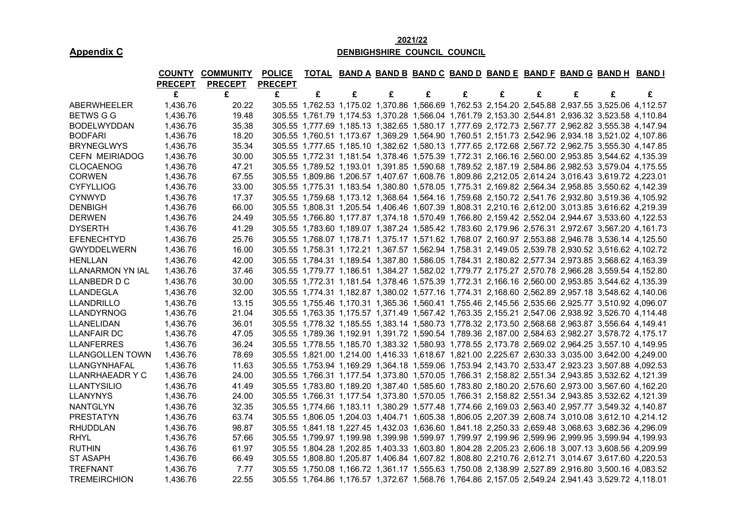**Appendix C**

**2021/22**

**DENBIGHSHIRE COUNCIL COUNCIL**

| | COUNTY PRECEPT | COMMUNITY PRECEPT | POLICE PRECEPT | TOTAL | BAND A | BAND B | BAND C | BAND D | BAND E | BAND F | BAND G | BAND H | BAND I |
|---|---|---|---|---|---|---|---|---|---|---|---|---|---|
| | £ | £ | £ | £ | £ | £ | £ | £ | £ | £ | £ | £ | £ |
| ABERWHEELER | 1,436.76 | 20.22 | 305.55 | 1,762.53 | 1,175.02 | 1,370.86 | 1,566.69 | 1,762.53 | 2,154.20 | 2,545.88 | 2,937.55 | 3,525.06 | 4,112.57 |
| BETWS G G | 1,436.76 | 19.48 | 305.55 | 1,761.79 | 1,174.53 | 1,370.28 | 1,566.04 | 1,761.79 | 2,153.30 | 2,544.81 | 2,936.32 | 3,523.58 | 4,110.84 |
| BODELWYDDAN | 1,436.76 | 35.38 | 305.55 | 1,777.69 | 1,185.13 | 1,382.65 | 1,580.17 | 1,777.69 | 2,172.73 | 2,567.77 | 2,962.82 | 3,555.38 | 4,147.94 |
| BODFARI | 1,436.76 | 18.20 | 305.55 | 1,760.51 | 1,173.67 | 1,369.29 | 1,564.90 | 1,760.51 | 2,151.73 | 2,542.96 | 2,934.18 | 3,521.02 | 4,107.86 |
| BRYNEGLWYS | 1,436.76 | 35.34 | 305.55 | 1,777.65 | 1,185.10 | 1,382.62 | 1,580.13 | 1,777.65 | 2,172.68 | 2,567.72 | 2,962.75 | 3,555.30 | 4,147.85 |
| CEFN MEIRIADOG | 1,436.76 | 30.00 | 305.55 | 1,772.31 | 1,181.54 | 1,378.46 | 1,575.39 | 1,772.31 | 2,166.16 | 2,560.00 | 2,953.85 | 3,544.62 | 4,135.39 |
| CLOCAENOG | 1,436.76 | 47.21 | 305.55 | 1,789.52 | 1,193.01 | 1,391.85 | 1,590.68 | 1,789.52 | 2,187.19 | 2,584.86 | 2,982.53 | 3,579.04 | 4,175.55 |
| CORWEN | 1,436.76 | 67.55 | 305.55 | 1,809.86 | 1,206.57 | 1,407.67 | 1,608.76 | 1,809.86 | 2,212.05 | 2,614.24 | 3,016.43 | 3,619.72 | 4,223.01 |
| CYFYLLIOG | 1,436.76 | 33.00 | 305.55 | 1,775.31 | 1,183.54 | 1,380.80 | 1,578.05 | 1,775.31 | 2,169.82 | 2,564.34 | 2,958.85 | 3,550.62 | 4,142.39 |
| CYNWYD | 1,436.76 | 17.37 | 305.55 | 1,759.68 | 1,173.12 | 1,368.64 | 1,564.16 | 1,759.68 | 2,150.72 | 2,541.76 | 2,932.80 | 3,519.36 | 4,105.92 |
| DENBIGH | 1,436.76 | 66.00 | 305.55 | 1,808.31 | 1,205.54 | 1,406.46 | 1,607.39 | 1,808.31 | 2,210.16 | 2,612.00 | 3,013.85 | 3,616.62 | 4,219.39 |
| DERWEN | 1,436.76 | 24.49 | 305.55 | 1,766.80 | 1,177.87 | 1,374.18 | 1,570.49 | 1,766.80 | 2,159.42 | 2,552.04 | 2,944.67 | 3,533.60 | 4,122.53 |
| DYSERTH | 1,436.76 | 41.29 | 305.55 | 1,783.60 | 1,189.07 | 1,387.24 | 1,585.42 | 1,783.60 | 2,179.96 | 2,576.31 | 2,972.67 | 3,567.20 | 4,161.73 |
| EFENECHTYD | 1,436.76 | 25.76 | 305.55 | 1,768.07 | 1,178.71 | 1,375.17 | 1,571.62 | 1,768.07 | 2,160.97 | 2,553.88 | 2,946.78 | 3,536.14 | 4,125.50 |
| GWYDDELWERN | 1,436.76 | 16.00 | 305.55 | 1,758.31 | 1,172.21 | 1,367.57 | 1,562.94 | 1,758.31 | 2,149.05 | 2,539.78 | 2,930.52 | 3,516.62 | 4,102.72 |
| HENLLAN | 1,436.76 | 42.00 | 305.55 | 1,784.31 | 1,189.54 | 1,387.80 | 1,586.05 | 1,784.31 | 2,180.82 | 2,577.34 | 2,973.85 | 3,568.62 | 4,163.39 |
| LLANARMON YN IAL | 1,436.76 | 37.46 | 305.55 | 1,779.77 | 1,186.51 | 1,384.27 | 1,582.02 | 1,779.77 | 2,175.27 | 2,570.78 | 2,966.28 | 3,559.54 | 4,152.80 |
| LLANBEDR D C | 1,436.76 | 30.00 | 305.55 | 1,772.31 | 1,181.54 | 1,378.46 | 1,575.39 | 1,772.31 | 2,166.16 | 2,560.00 | 2,953.85 | 3,544.62 | 4,135.39 |
| LLANDEGLA | 1,436.76 | 32.00 | 305.55 | 1,774.31 | 1,182.87 | 1,380.02 | 1,577.16 | 1,774.31 | 2,168.60 | 2,562.89 | 2,957.18 | 3,548.62 | 4,140.06 |
| LLANDRILLO | 1,436.76 | 13.15 | 305.55 | 1,755.46 | 1,170.31 | 1,365.36 | 1,560.41 | 1,755.46 | 2,145.56 | 2,535.66 | 2,925.77 | 3,510.92 | 4,096.07 |
| LLANDYRNOG | 1,436.76 | 21.04 | 305.55 | 1,763.35 | 1,175.57 | 1,371.49 | 1,567.42 | 1,763.35 | 2,155.21 | 2,547.06 | 2,938.92 | 3,526.70 | 4,114.48 |
| LLANELIDAN | 1,436.76 | 36.01 | 305.55 | 1,778.32 | 1,185.55 | 1,383.14 | 1,580.73 | 1,778.32 | 2,173.50 | 2,568.68 | 2,963.87 | 3,556.64 | 4,149.41 |
| LLANFAIR DC | 1,436.76 | 47.05 | 305.55 | 1,789.36 | 1,192.91 | 1,391.72 | 1,590.54 | 1,789.36 | 2,187.00 | 2,584.63 | 2,982.27 | 3,578.72 | 4,175.17 |
| LLANFERRES | 1,436.76 | 36.24 | 305.55 | 1,778.55 | 1,185.70 | 1,383.32 | 1,580.93 | 1,778.55 | 2,173.78 | 2,569.02 | 2,964.25 | 3,557.10 | 4,149.95 |
| LLANGOLLEN TOWN | 1,436.76 | 78.69 | 305.55 | 1,821.00 | 1,214.00 | 1,416.33 | 1,618.67 | 1,821.00 | 2,225.67 | 2,630.33 | 3,035.00 | 3,642.00 | 4,249.00 |
| LLANGYNHAFAL | 1,436.76 | 11.63 | 305.55 | 1,753.94 | 1,169.29 | 1,364.18 | 1,559.06 | 1,753.94 | 2,143.70 | 2,533.47 | 2,923.23 | 3,507.88 | 4,092.53 |
| LLANRHAEADR Y C | 1,436.76 | 24.00 | 305.55 | 1,766.31 | 1,177.54 | 1,373.80 | 1,570.05 | 1,766.31 | 2,158.82 | 2,551.34 | 2,943.85 | 3,532.62 | 4,121.39 |
| LLANTYSILIO | 1,436.76 | 41.49 | 305.55 | 1,783.80 | 1,189.20 | 1,387.40 | 1,585.60 | 1,783.80 | 2,180.20 | 2,576.60 | 2,973.00 | 3,567.60 | 4,162.20 |
| LLANYNYS | 1,436.76 | 24.00 | 305.55 | 1,766.31 | 1,177.54 | 1,373.80 | 1,570.05 | 1,766.31 | 2,158.82 | 2,551.34 | 2,943.85 | 3,532.62 | 4,121.39 |
| NANTGLYN | 1,436.76 | 32.35 | 305.55 | 1,774.66 | 1,183.11 | 1,380.29 | 1,577.48 | 1,774.66 | 2,169.03 | 2,563.40 | 2,957.77 | 3,549.32 | 4,140.87 |
| PRESTATYN | 1,436.76 | 63.74 | 305.55 | 1,806.05 | 1,204.03 | 1,404.71 | 1,605.38 | 1,806.05 | 2,207.39 | 2,608.74 | 3,010.08 | 3,612.10 | 4,214.12 |
| RHUDDLAN | 1,436.76 | 98.87 | 305.55 | 1,841.18 | 1,227.45 | 1,432.03 | 1,636.60 | 1,841.18 | 2,250.33 | 2,659.48 | 3,068.63 | 3,682.36 | 4,296.09 |
| RHYL | 1,436.76 | 57.66 | 305.55 | 1,799.97 | 1,199.98 | 1,399.98 | 1,599.97 | 1,799.97 | 2,199.96 | 2,599.96 | 2,999.95 | 3,599.94 | 4,199.93 |
| RUTHIN | 1,436.76 | 61.97 | 305.55 | 1,804.28 | 1,202.85 | 1,403.33 | 1,603.80 | 1,804.28 | 2,205.23 | 2,606.18 | 3,007.13 | 3,608.56 | 4,209.99 |
| ST ASAPH | 1,436.76 | 66.49 | 305.55 | 1,808.80 | 1,205.87 | 1,406.84 | 1,607.82 | 1,808.80 | 2,210.76 | 2,612.71 | 3,014.67 | 3,617.60 | 4,220.53 |
| TREFNANT | 1,436.76 | 7.77 | 305.55 | 1,750.08 | 1,166.72 | 1,361.17 | 1,555.63 | 1,750.08 | 2,138.99 | 2,527.89 | 2,916.80 | 3,500.16 | 4,083.52 |
| TREMEIRCHION | 1,436.76 | 22.55 | 305.55 | 1,764.86 | 1,176.57 | 1,372.67 | 1,568.76 | 1,764.86 | 2,157.05 | 2,549.24 | 2,941.43 | 3,529.72 | 4,118.01 |